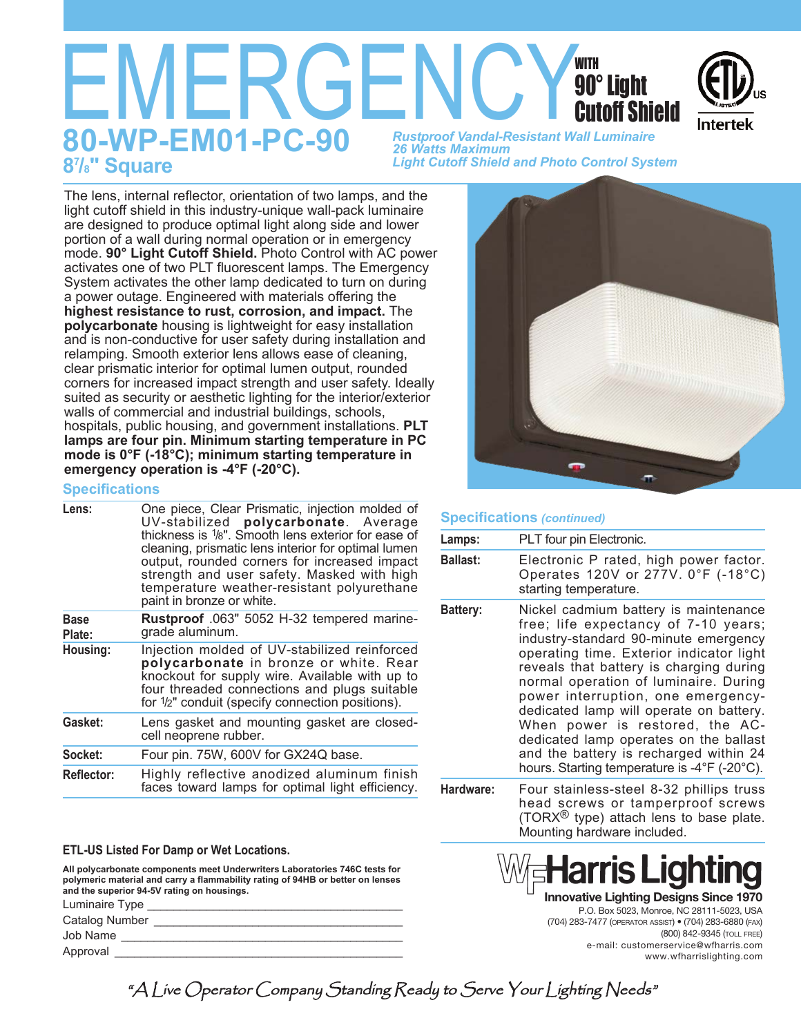# EMERGENCY WITH 90° Light Cutoff Shield

## 80-WP-EM01-PC-90

### 8⅞" Square

*Rustproof Vandal-Resistant Wall Luminaire*
*26 Watts Maximum*
*Light Cutoff Shield and Photo Control System*

ETL US Listed Intertek

The lens, internal reflector, orientation of two lamps, and the light cutoff shield in this industry-unique wall-pack luminaire are designed to produce optimal light along side and lower portion of a wall during normal operation or in emergency mode. **90° Light Cutoff Shield.** Photo Control with AC power activates one of two PLT fluorescent lamps. The Emergency System activates the other lamp dedicated to turn on during a power outage. Engineered with materials offering the **highest resistance to rust, corrosion, and impact.** The **polycarbonate** housing is lightweight for easy installation and is non-conductive for user safety during installation and relamping. Smooth exterior lens allows ease of cleaning, clear prismatic interior for optimal lumen output, rounded corners for increased impact strength and user safety. Ideally suited as security or aesthetic lighting for the interior/exterior walls of commercial and industrial buildings, schools, hospitals, public housing, and government installations. **PLT lamps are four pin. Minimum starting temperature in PC mode is 0°F (-18°C); minimum starting temperature in emergency operation is -4°F (-20°C).**

## Specifications

| | |
|---|---|
| **Lens:** | One piece, Clear Prismatic, injection molded of UV-stabilized **polycarbonate**. Average thickness is ⅛". Smooth lens exterior for ease of cleaning, prismatic lens interior for optimal lumen output, rounded corners for increased impact strength and user safety. Masked with high temperature weather-resistant polyurethane paint in bronze or white. |
| **Base Plate:** | **Rustproof** .063" 5052 H-32 tempered marine-grade aluminum. |
| **Housing:** | Injection molded of UV-stabilized reinforced **polycarbonate** in bronze or white. Rear knockout for supply wire. Available with up to four threaded connections and plugs suitable for ½" conduit (specify connection positions). |
| **Gasket:** | Lens gasket and mounting gasket are closed-cell neoprene rubber. |
| **Socket:** | Four pin. 75W, 600V for GX24Q base. |
| **Reflector:** | Highly reflective anodized aluminum finish faces toward lamps for optimal light efficiency. |

## Specifications *(continued)*

| | |
|---|---|
| **Lamps:** | PLT four pin Electronic. |
| **Ballast:** | Electronic P rated, high power factor. Operates 120V or 277V. 0°F (-18°C) starting temperature. |
| **Battery:** | Nickel cadmium battery is maintenance free; life expectancy of 7-10 years; industry-standard 90-minute emergency operating time. Exterior indicator light reveals that battery is charging during normal operation of luminaire. During power interruption, one emergency-dedicated lamp will operate on battery. When power is restored, the AC-dedicated lamp operates on the ballast and the battery is recharged within 24 hours. Starting temperature is -4°F (-20°C). |
| **Hardware:** | Four stainless-steel 8-32 phillips truss head screws or tamperproof screws (TORX® type) attach lens to base plate. Mounting hardware included. |

**ETL-US Listed For Damp or Wet Locations.**

**All polycarbonate components meet Underwriters Laboratories 746C tests for polymeric material and carry a flammability rating of 94HB or better on lenses and the superior 94-5V rating on housings.**

Luminaire Type ____________________

Catalog Number ____________________

Job Name ____________________

Approval ____________________

**WF Harris Lighting**
**Innovative Lighting Designs Since 1970**
P.O. Box 5023, Monroe, NC 28111-5023, USA
(704) 283-7477 (OPERATOR ASSIST) • (704) 283-6880 (FAX)
(800) 842-9345 (TOLL FREE)
e-mail: customerservice@wfharris.com
www.wfharrislighting.com

*"A Live Operator Company Standing Ready to Serve Your Lighting Needs"*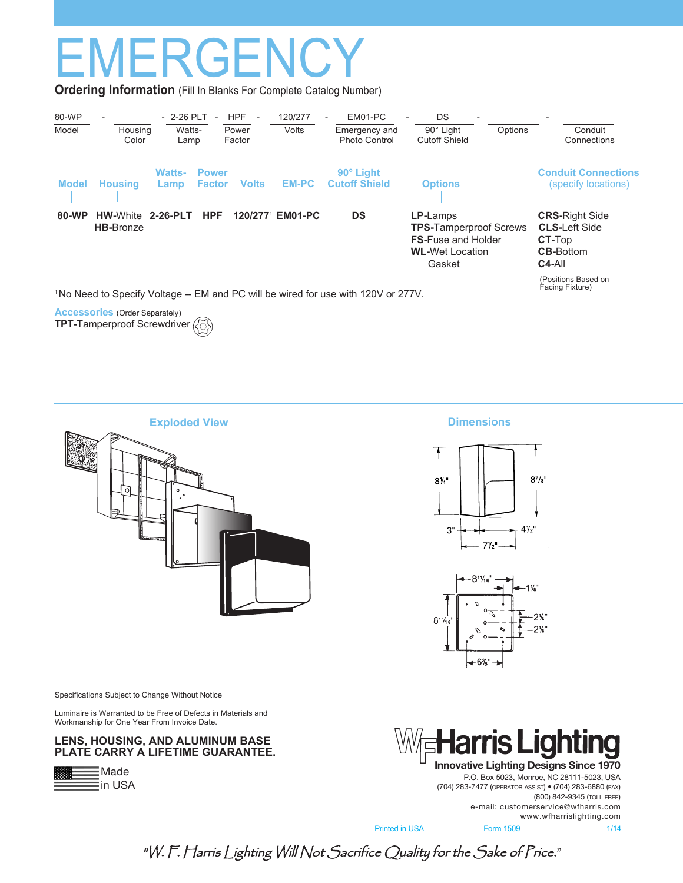# EMERGENCY

**Ordering Information** (Fill In Blanks For Complete Catalog Number)

| 80-WP | - | | - 2-26 PLT | - HPF | - 120/277 | - EM01-PC | - DS | - | | - | |
|---|---|---|---|---|---|---|---|---|---|---|---|
| Model | | Housing Color | Watts-Lamp | Power Factor | Volts | Emergency and Photo Control | 90° Light Cutoff Shield | | Options | | Conduit Connections |

| Model | Housing | Watts-Lamp | Power Factor | Volts | EM-PC | 90° Light Cutoff Shield | Options | Conduit Connections (specify locations) |
|---|---|---|---|---|---|---|---|---|
| **80-WP** | **HW**-White<br>**HB**-Bronze | **2-26-PLT** | **HPF** | **120/277**[1] | **EM01-PC** | **DS** | **LP**-Lamps<br>**TPS**-Tamperproof Screws<br>**FS**-Fuse and Holder<br>**WL**-Wet Location Gasket | **CRS**-Right Side<br>**CLS**-Left Side<br>**CT**-Top<br>**CB**-Bottom<br>**C4**-All<br>(Positions Based on Facing Fixture) |

[1] No Need to Specify Voltage -- EM and PC will be wired for use with 120V or 277V.

**Accessories** (Order Separately)
**TPT**-Tamperproof Screwdriver

## Exploded View

## Dimensions

8¼"
8⅞"
3"
4½"
7½"
8¹¹⁄₁₆"
1⅛"
8¹¹⁄₁₆"
2⅛"
2⅛"
6⅝"

Specifications Subject to Change Without Notice

Luminaire is Warranted to be Free of Defects in Materials and Workmanship for One Year From Invoice Date.

**LENS, HOUSING, AND ALUMINUM BASE PLATE CARRY A LIFETIME GUARANTEE.**

Made in USA

**WF Harris Lighting**
**Innovative Lighting Designs Since 1970**
P.O. Box 5023, Monroe, NC 28111-5023, USA
(704) 283-7477 (OPERATOR ASSIST) • (704) 283-6880 (FAX)
(800) 842-9345 (TOLL FREE)
e-mail: customerservice@wfharris.com
www.wfharrislighting.com

Printed in USA Form 1509 1/14

*"W. F. Harris Lighting Will Not Sacrifice Quality for the Sake of Price."*